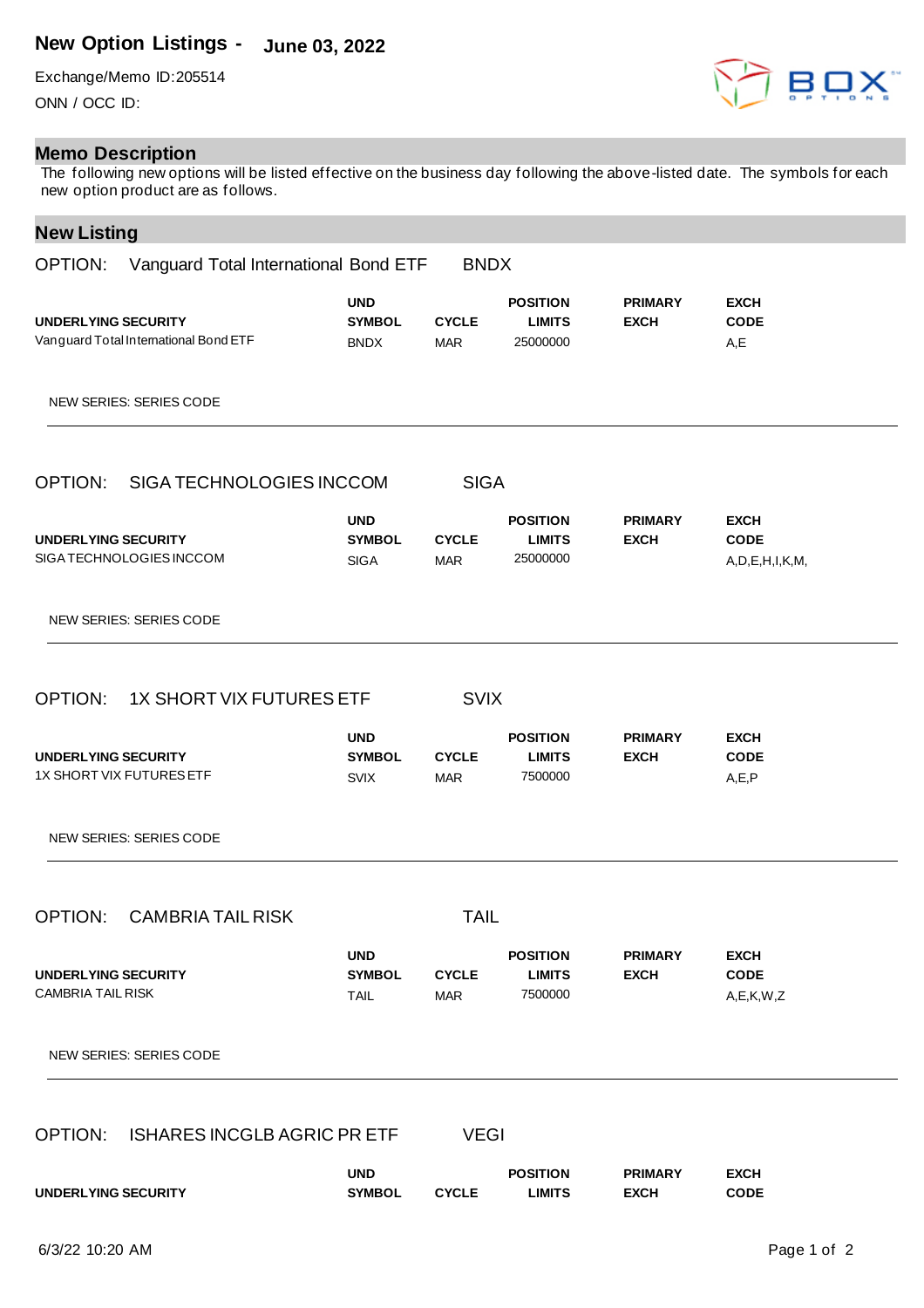# New Option Listings - June 03, 2022

Exchange/Memo ID:205514

ONN / OCC ID:

## Memo Description

The following new options will be listed effective on the business day following the above-listed date. The symbols for each new option product are as follows.

## New Listing

OPTION: Vanguard Total International Bond ETF BNDX

| UNDERLYING SECURITY | UND SYMBOL | CYCLE | POSITION LIMITS | PRIMARY EXCH | EXCH CODE |
|---|---|---|---|---|---|
| Vanguard Total International Bond ETF | BNDX | MAR | 25000000 | | A,E |

NEW SERIES: SERIES CODE

---

OPTION: SIGA TECHNOLOGIES INCCOM SIGA

| UNDERLYING SECURITY | UND SYMBOL | CYCLE | POSITION LIMITS | PRIMARY EXCH | EXCH CODE |
|---|---|---|---|---|---|
| SIGA TECHNOLOGIES INCCOM | SIGA | MAR | 25000000 | | A,D,E,H,I,K,M, |

NEW SERIES: SERIES CODE

---

OPTION: 1X SHORT VIX FUTURES ETF SVIX

| UNDERLYING SECURITY | UND SYMBOL | CYCLE | POSITION LIMITS | PRIMARY EXCH | EXCH CODE |
|---|---|---|---|---|---|
| 1X SHORT VIX FUTURES ETF | SVIX | MAR | 7500000 | | A,E,P |

NEW SERIES: SERIES CODE

---

OPTION: CAMBRIA TAIL RISK TAIL

| UNDERLYING SECURITY | UND SYMBOL | CYCLE | POSITION LIMITS | PRIMARY EXCH | EXCH CODE |
|---|---|---|---|---|---|
| CAMBRIA TAIL RISK | TAIL | MAR | 7500000 | | A,E,K,W,Z |

NEW SERIES: SERIES CODE

---

OPTION: ISHARES INCGLB AGRIC PR ETF VEGI

| UNDERLYING SECURITY | UND SYMBOL | CYCLE | POSITION LIMITS | PRIMARY EXCH | EXCH CODE |
|---|---|---|---|---|---|

6/3/22 10:20 AM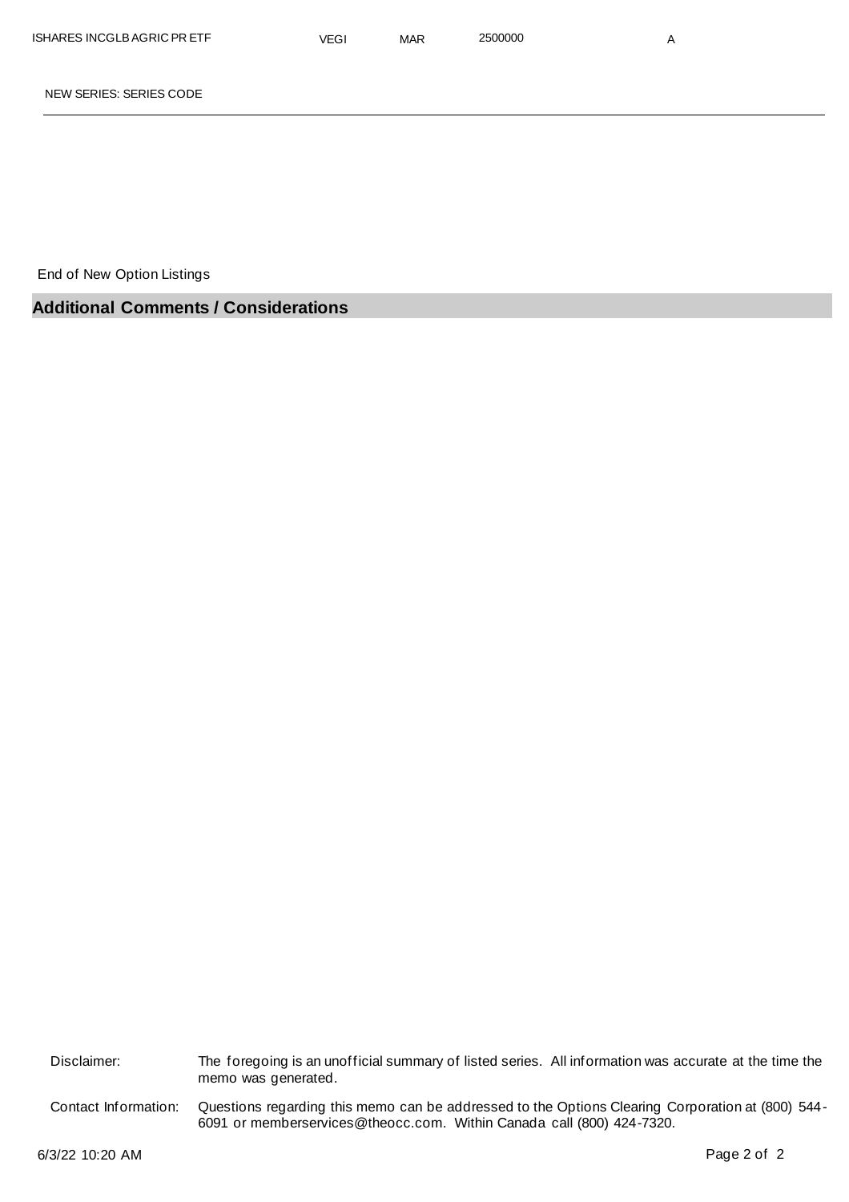| | | | | |
|---|---|---|---|---|
| ISHARES INCGLB AGRIC PR ETF | VEGI | MAR | 2500000 | A |

NEW SERIES: SERIES CODE

End of New Option Listings

## Additional Comments / Considerations

Disclaimer: The foregoing is an unofficial summary of listed series. All information was accurate at the time the memo was generated.

Contact Information: Questions regarding this memo can be addressed to the Options Clearing Corporation at (800) 544-6091 or memberservices@theocc.com. Within Canada call (800) 424-7320.

6/3/22 10:20 AM